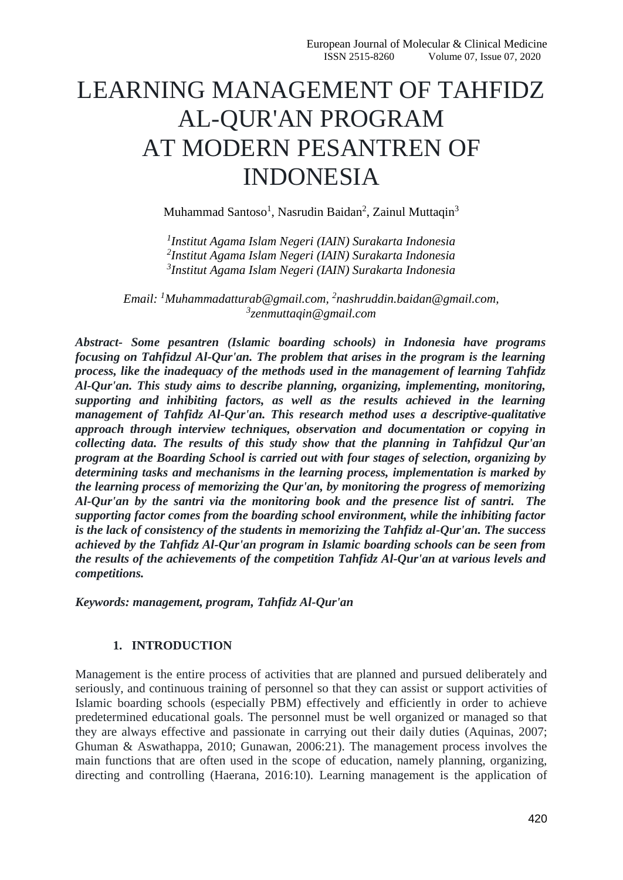# LEARNING MANAGEMENT OF TAHFIDZ AL-QUR'AN PROGRAM AT MODERN PESANTREN OF INDONESIA

Muhammad Santoso[1], Nasrudin Baidan[2], Zainul Muttaqin[3]

*[1]Institut Agama Islam Negeri (IAIN) Surakarta Indonesia*
*[2]Institut Agama Islam Negeri (IAIN) Surakarta Indonesia*
*[3]Institut Agama Islam Negeri (IAIN) Surakarta Indonesia*

*Email: [1]Muhammadatturab@gmail.com, [2]nashruddin.baidan@gmail.com, [3]zenmuttaqin@gmail.com*

***Abstract- Some pesantren (Islamic boarding schools) in Indonesia have programs focusing on Tahfidzul Al-Qur'an. The problem that arises in the program is the learning process, like the inadequacy of the methods used in the management of learning Tahfidz Al-Qur'an. This study aims to describe planning, organizing, implementing, monitoring, supporting and inhibiting factors, as well as the results achieved in the learning management of Tahfidz Al-Qur'an. This research method uses a descriptive-qualitative approach through interview techniques, observation and documentation or copying in collecting data. The results of this study show that the planning in Tahfidzul Qur'an program at the Boarding School is carried out with four stages of selection, organizing by determining tasks and mechanisms in the learning process, implementation is marked by the learning process of memorizing the Qur'an, by monitoring the progress of memorizing Al-Qur'an by the santri via the monitoring book and the presence list of santri. The supporting factor comes from the boarding school environment, while the inhibiting factor is the lack of consistency of the students in memorizing the Tahfidz al-Qur'an. The success achieved by the Tahfidz Al-Qur'an program in Islamic boarding schools can be seen from the results of the achievements of the competition Tahfidz Al-Qur'an at various levels and competitions.***

***Keywords: management, program, Tahfidz Al-Qur'an***

## 1. INTRODUCTION

Management is the entire process of activities that are planned and pursued deliberately and seriously, and continuous training of personnel so that they can assist or support activities of Islamic boarding schools (especially PBM) effectively and efficiently in order to achieve predetermined educational goals. The personnel must be well organized or managed so that they are always effective and passionate in carrying out their daily duties (Aquinas, 2007; Ghuman & Aswathappa, 2010; Gunawan, 2006:21). The management process involves the main functions that are often used in the scope of education, namely planning, organizing, directing and controlling (Haerana, 2016:10). Learning management is the application of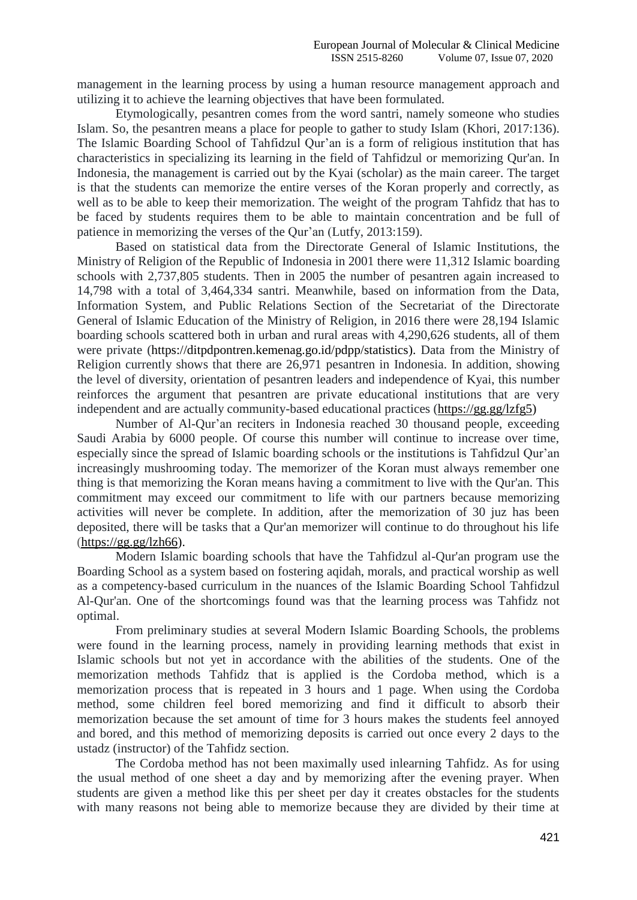management in the learning process by using a human resource management approach and utilizing it to achieve the learning objectives that have been formulated.

Etymologically, pesantren comes from the word santri, namely someone who studies Islam. So, the pesantren means a place for people to gather to study Islam (Khori, 2017:136). The Islamic Boarding School of Tahfidzul Qur'an is a form of religious institution that has characteristics in specializing its learning in the field of Tahfidzul or memorizing Qur'an. In Indonesia, the management is carried out by the Kyai (scholar) as the main career. The target is that the students can memorize the entire verses of the Koran properly and correctly, as well as to be able to keep their memorization. The weight of the program Tahfidz that has to be faced by students requires them to be able to maintain concentration and be full of patience in memorizing the verses of the Qur'an (Lutfy, 2013:159).

Based on statistical data from the Directorate General of Islamic Institutions, the Ministry of Religion of the Republic of Indonesia in 2001 there were 11,312 Islamic boarding schools with 2,737,805 students. Then in 2005 the number of pesantren again increased to 14,798 with a total of 3,464,334 santri. Meanwhile, based on information from the Data, Information System, and Public Relations Section of the Secretariat of the Directorate General of Islamic Education of the Ministry of Religion, in 2016 there were 28,194 Islamic boarding schools scattered both in urban and rural areas with 4,290,626 students, all of them were private (https://ditpdpontren.kemenag.go.id/pdpp/statistics). Data from the Ministry of Religion currently shows that there are 26,971 pesantren in Indonesia. In addition, showing the level of diversity, orientation of pesantren leaders and independence of Kyai, this number reinforces the argument that pesantren are private educational institutions that are very independent and are actually community-based educational practices (https://gg.gg/lzfg5)

Number of Al-Qur'an reciters in Indonesia reached 30 thousand people, exceeding Saudi Arabia by 6000 people. Of course this number will continue to increase over time, especially since the spread of Islamic boarding schools or the institutions is Tahfidzul Qur'an increasingly mushrooming today. The memorizer of the Koran must always remember one thing is that memorizing the Koran means having a commitment to live with the Qur'an. This commitment may exceed our commitment to life with our partners because memorizing activities will never be complete. In addition, after the memorization of 30 juz has been deposited, there will be tasks that a Qur'an memorizer will continue to do throughout his life (https://gg.gg/lzh66).

Modern Islamic boarding schools that have the Tahfidzul al-Qur'an program use the Boarding School as a system based on fostering aqidah, morals, and practical worship as well as a competency-based curriculum in the nuances of the Islamic Boarding School Tahfidzul Al-Qur'an. One of the shortcomings found was that the learning process was Tahfidz not optimal.

From preliminary studies at several Modern Islamic Boarding Schools, the problems were found in the learning process, namely in providing learning methods that exist in Islamic schools but not yet in accordance with the abilities of the students. One of the memorization methods Tahfidz that is applied is the Cordoba method, which is a memorization process that is repeated in 3 hours and 1 page. When using the Cordoba method, some children feel bored memorizing and find it difficult to absorb their memorization because the set amount of time for 3 hours makes the students feel annoyed and bored, and this method of memorizing deposits is carried out once every 2 days to the ustadz (instructor) of the Tahfidz section.

The Cordoba method has not been maximally used inlearning Tahfidz. As for using the usual method of one sheet a day and by memorizing after the evening prayer. When students are given a method like this per sheet per day it creates obstacles for the students with many reasons not being able to memorize because they are divided by their time at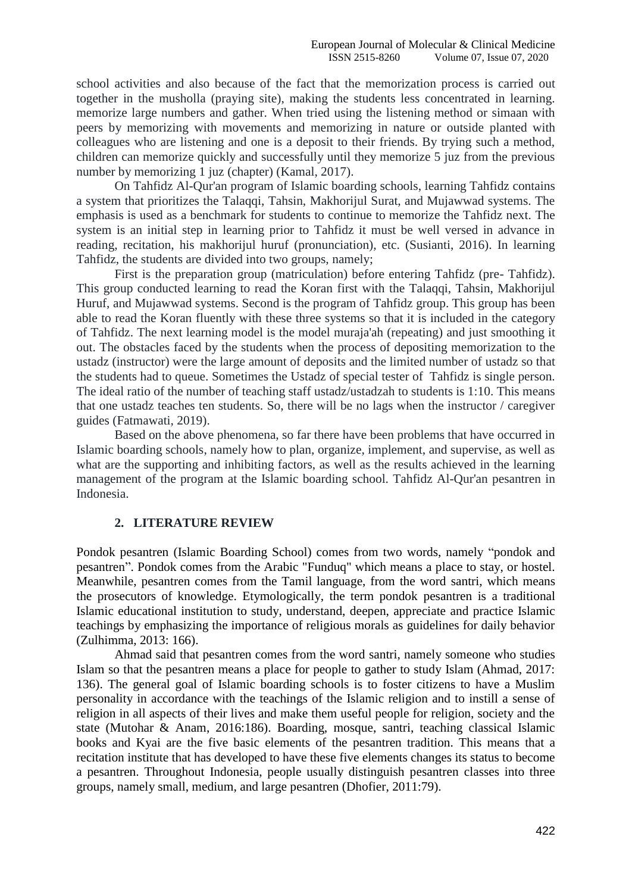school activities and also because of the fact that the memorization process is carried out together in the musholla (praying site), making the students less concentrated in learning. memorize large numbers and gather. When tried using the listening method or simaan with peers by memorizing with movements and memorizing in nature or outside planted with colleagues who are listening and one is a deposit to their friends. By trying such a method, children can memorize quickly and successfully until they memorize 5 juz from the previous number by memorizing 1 juz (chapter) (Kamal, 2017).

On Tahfidz Al-Qur'an program of Islamic boarding schools, learning Tahfidz contains a system that prioritizes the Talaqqi, Tahsin, Makhorijul Surat, and Mujawwad systems. The emphasis is used as a benchmark for students to continue to memorize the Tahfidz next. The system is an initial step in learning prior to Tahfidz it must be well versed in advance in reading, recitation, his makhorijul huruf (pronunciation), etc. (Susianti, 2016). In learning Tahfidz, the students are divided into two groups, namely;

First is the preparation group (matriculation) before entering Tahfidz (pre- Tahfidz). This group conducted learning to read the Koran first with the Talaqqi, Tahsin, Makhorijul Huruf, and Mujawwad systems. Second is the program of Tahfidz group. This group has been able to read the Koran fluently with these three systems so that it is included in the category of Tahfidz. The next learning model is the model muraja'ah (repeating) and just smoothing it out. The obstacles faced by the students when the process of depositing memorization to the ustadz (instructor) were the large amount of deposits and the limited number of ustadz so that the students had to queue. Sometimes the Ustadz of special tester of Tahfidz is single person. The ideal ratio of the number of teaching staff ustadz/ustadzah to students is 1:10. This means that one ustadz teaches ten students. So, there will be no lags when the instructor / caregiver guides (Fatmawati, 2019).

Based on the above phenomena, so far there have been problems that have occurred in Islamic boarding schools, namely how to plan, organize, implement, and supervise, as well as what are the supporting and inhibiting factors, as well as the results achieved in the learning management of the program at the Islamic boarding school. Tahfidz Al-Qur'an pesantren in Indonesia.

## 2. LITERATURE REVIEW

Pondok pesantren (Islamic Boarding School) comes from two words, namely "pondok and pesantren". Pondok comes from the Arabic "Funduq" which means a place to stay, or hostel. Meanwhile, pesantren comes from the Tamil language, from the word santri, which means the prosecutors of knowledge. Etymologically, the term pondok pesantren is a traditional Islamic educational institution to study, understand, deepen, appreciate and practice Islamic teachings by emphasizing the importance of religious morals as guidelines for daily behavior (Zulhimma, 2013: 166).

Ahmad said that pesantren comes from the word santri, namely someone who studies Islam so that the pesantren means a place for people to gather to study Islam (Ahmad, 2017: 136). The general goal of Islamic boarding schools is to foster citizens to have a Muslim personality in accordance with the teachings of the Islamic religion and to instill a sense of religion in all aspects of their lives and make them useful people for religion, society and the state (Mutohar & Anam, 2016:186). Boarding, mosque, santri, teaching classical Islamic books and Kyai are the five basic elements of the pesantren tradition. This means that a recitation institute that has developed to have these five elements changes its status to become a pesantren. Throughout Indonesia, people usually distinguish pesantren classes into three groups, namely small, medium, and large pesantren (Dhofier, 2011:79).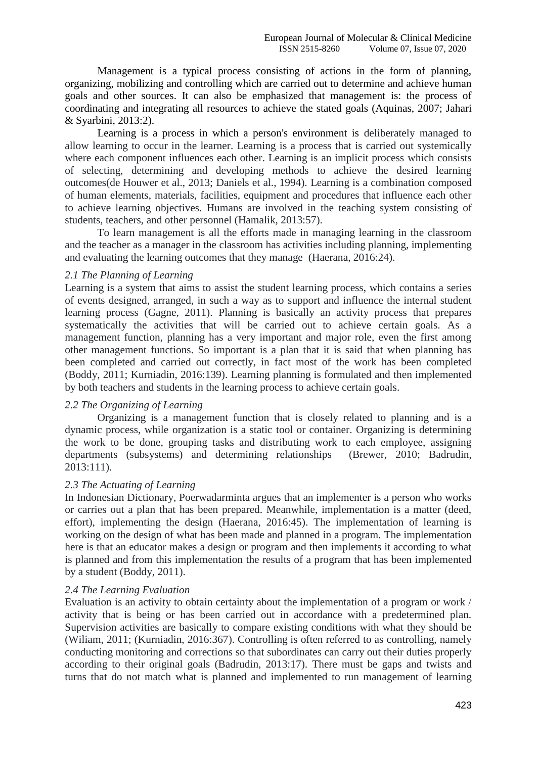Management is a typical process consisting of actions in the form of planning, organizing, mobilizing and controlling which are carried out to determine and achieve human goals and other sources. It can also be emphasized that management is: the process of coordinating and integrating all resources to achieve the stated goals (Aquinas, 2007; Jahari & Syarbini, 2013:2).

Learning is a process in which a person's environment is deliberately managed to allow learning to occur in the learner. Learning is a process that is carried out systemically where each component influences each other. Learning is an implicit process which consists of selecting, determining and developing methods to achieve the desired learning outcomes(de Houwer et al., 2013; Daniels et al., 1994). Learning is a combination composed of human elements, materials, facilities, equipment and procedures that influence each other to achieve learning objectives. Humans are involved in the teaching system consisting of students, teachers, and other personnel (Hamalik, 2013:57).

To learn management is all the efforts made in managing learning in the classroom and the teacher as a manager in the classroom has activities including planning, implementing and evaluating the learning outcomes that they manage (Haerana, 2016:24).

### *2.1 The Planning of Learning*

Learning is a system that aims to assist the student learning process, which contains a series of events designed, arranged, in such a way as to support and influence the internal student learning process (Gagne, 2011). Planning is basically an activity process that prepares systematically the activities that will be carried out to achieve certain goals. As a management function, planning has a very important and major role, even the first among other management functions. So important is a plan that it is said that when planning has been completed and carried out correctly, in fact most of the work has been completed (Boddy, 2011; Kurniadin, 2016:139). Learning planning is formulated and then implemented by both teachers and students in the learning process to achieve certain goals.

### *2.2 The Organizing of Learning*

Organizing is a management function that is closely related to planning and is a dynamic process, while organization is a static tool or container. Organizing is determining the work to be done, grouping tasks and distributing work to each employee, assigning departments (subsystems) and determining relationships (Brewer, 2010; Badrudin, 2013:111).

### *2.3 The Actuating of Learning*

In Indonesian Dictionary, Poerwadarminta argues that an implementer is a person who works or carries out a plan that has been prepared. Meanwhile, implementation is a matter (deed, effort), implementing the design (Haerana, 2016:45). The implementation of learning is working on the design of what has been made and planned in a program. The implementation here is that an educator makes a design or program and then implements it according to what is planned and from this implementation the results of a program that has been implemented by a student (Boddy, 2011).

### *2.4 The Learning Evaluation*

Evaluation is an activity to obtain certainty about the implementation of a program or work / activity that is being or has been carried out in accordance with a predetermined plan. Supervision activities are basically to compare existing conditions with what they should be (Wiliam, 2011; (Kurniadin, 2016:367). Controlling is often referred to as controlling, namely conducting monitoring and corrections so that subordinates can carry out their duties properly according to their original goals (Badrudin, 2013:17). There must be gaps and twists and turns that do not match what is planned and implemented to run management of learning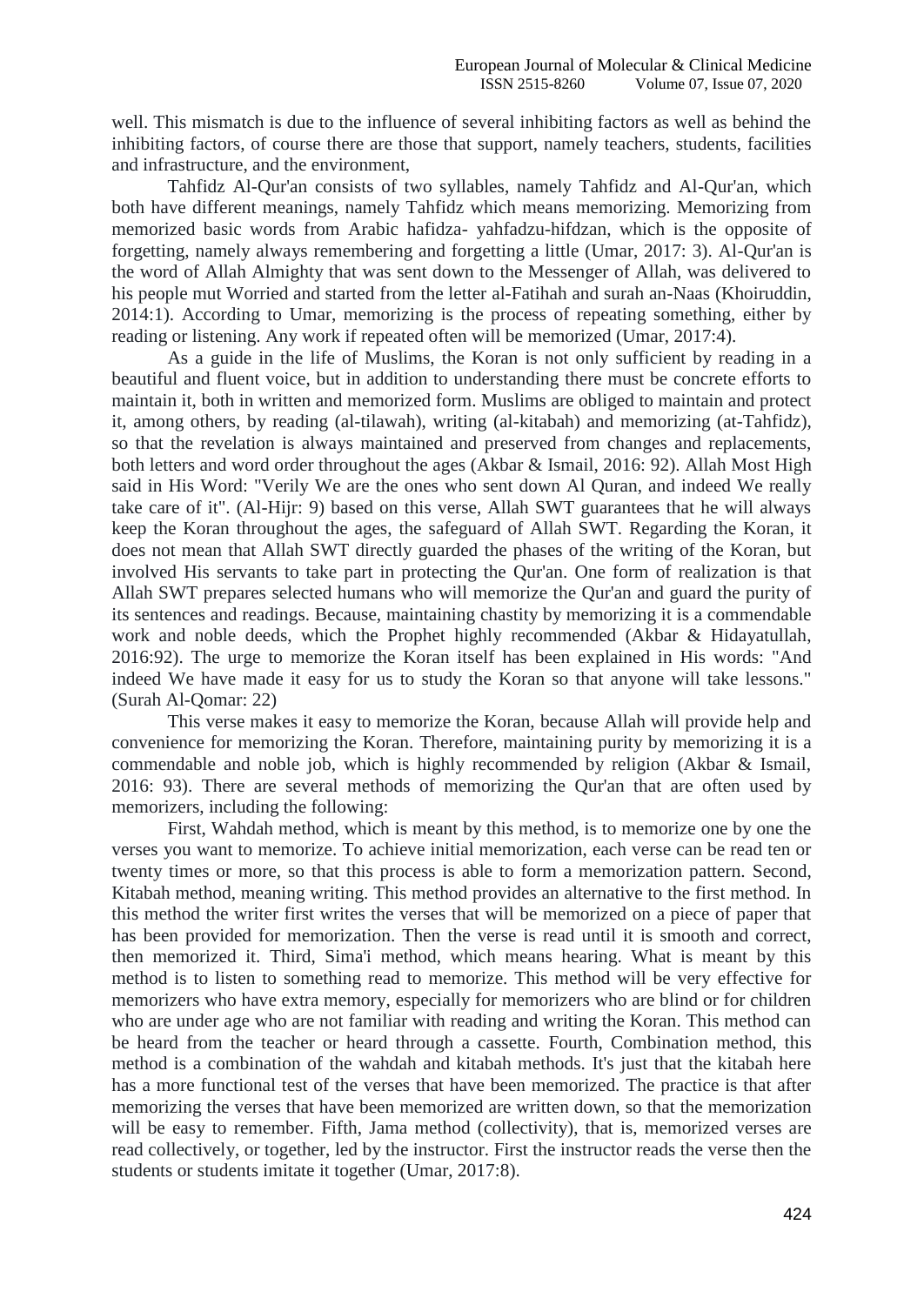well. This mismatch is due to the influence of several inhibiting factors as well as behind the inhibiting factors, of course there are those that support, namely teachers, students, facilities and infrastructure, and the environment,

Tahfidz Al-Qur'an consists of two syllables, namely Tahfidz and Al-Qur'an, which both have different meanings, namely Tahfidz which means memorizing. Memorizing from memorized basic words from Arabic hafidza- yahfadzu-hifdzan, which is the opposite of forgetting, namely always remembering and forgetting a little (Umar, 2017: 3). Al-Qur'an is the word of Allah Almighty that was sent down to the Messenger of Allah, was delivered to his people mut Worried and started from the letter al-Fatihah and surah an-Naas (Khoiruddin, 2014:1). According to Umar, memorizing is the process of repeating something, either by reading or listening. Any work if repeated often will be memorized (Umar, 2017:4).

As a guide in the life of Muslims, the Koran is not only sufficient by reading in a beautiful and fluent voice, but in addition to understanding there must be concrete efforts to maintain it, both in written and memorized form. Muslims are obliged to maintain and protect it, among others, by reading (al-tilawah), writing (al-kitabah) and memorizing (at-Tahfidz), so that the revelation is always maintained and preserved from changes and replacements, both letters and word order throughout the ages (Akbar & Ismail, 2016: 92). Allah Most High said in His Word: "Verily We are the ones who sent down Al Quran, and indeed We really take care of it". (Al-Hijr: 9) based on this verse, Allah SWT guarantees that he will always keep the Koran throughout the ages, the safeguard of Allah SWT. Regarding the Koran, it does not mean that Allah SWT directly guarded the phases of the writing of the Koran, but involved His servants to take part in protecting the Qur'an. One form of realization is that Allah SWT prepares selected humans who will memorize the Qur'an and guard the purity of its sentences and readings. Because, maintaining chastity by memorizing it is a commendable work and noble deeds, which the Prophet highly recommended (Akbar & Hidayatullah, 2016:92). The urge to memorize the Koran itself has been explained in His words: "And indeed We have made it easy for us to study the Koran so that anyone will take lessons." (Surah Al-Qomar: 22)

This verse makes it easy to memorize the Koran, because Allah will provide help and convenience for memorizing the Koran. Therefore, maintaining purity by memorizing it is a commendable and noble job, which is highly recommended by religion (Akbar & Ismail, 2016: 93). There are several methods of memorizing the Qur'an that are often used by memorizers, including the following:

First, Wahdah method, which is meant by this method, is to memorize one by one the verses you want to memorize. To achieve initial memorization, each verse can be read ten or twenty times or more, so that this process is able to form a memorization pattern. Second, Kitabah method, meaning writing. This method provides an alternative to the first method. In this method the writer first writes the verses that will be memorized on a piece of paper that has been provided for memorization. Then the verse is read until it is smooth and correct, then memorized it. Third, Sima'i method, which means hearing. What is meant by this method is to listen to something read to memorize. This method will be very effective for memorizers who have extra memory, especially for memorizers who are blind or for children who are under age who are not familiar with reading and writing the Koran. This method can be heard from the teacher or heard through a cassette. Fourth, Combination method, this method is a combination of the wahdah and kitabah methods. It's just that the kitabah here has a more functional test of the verses that have been memorized. The practice is that after memorizing the verses that have been memorized are written down, so that the memorization will be easy to remember. Fifth, Jama method (collectivity), that is, memorized verses are read collectively, or together, led by the instructor. First the instructor reads the verse then the students or students imitate it together (Umar, 2017:8).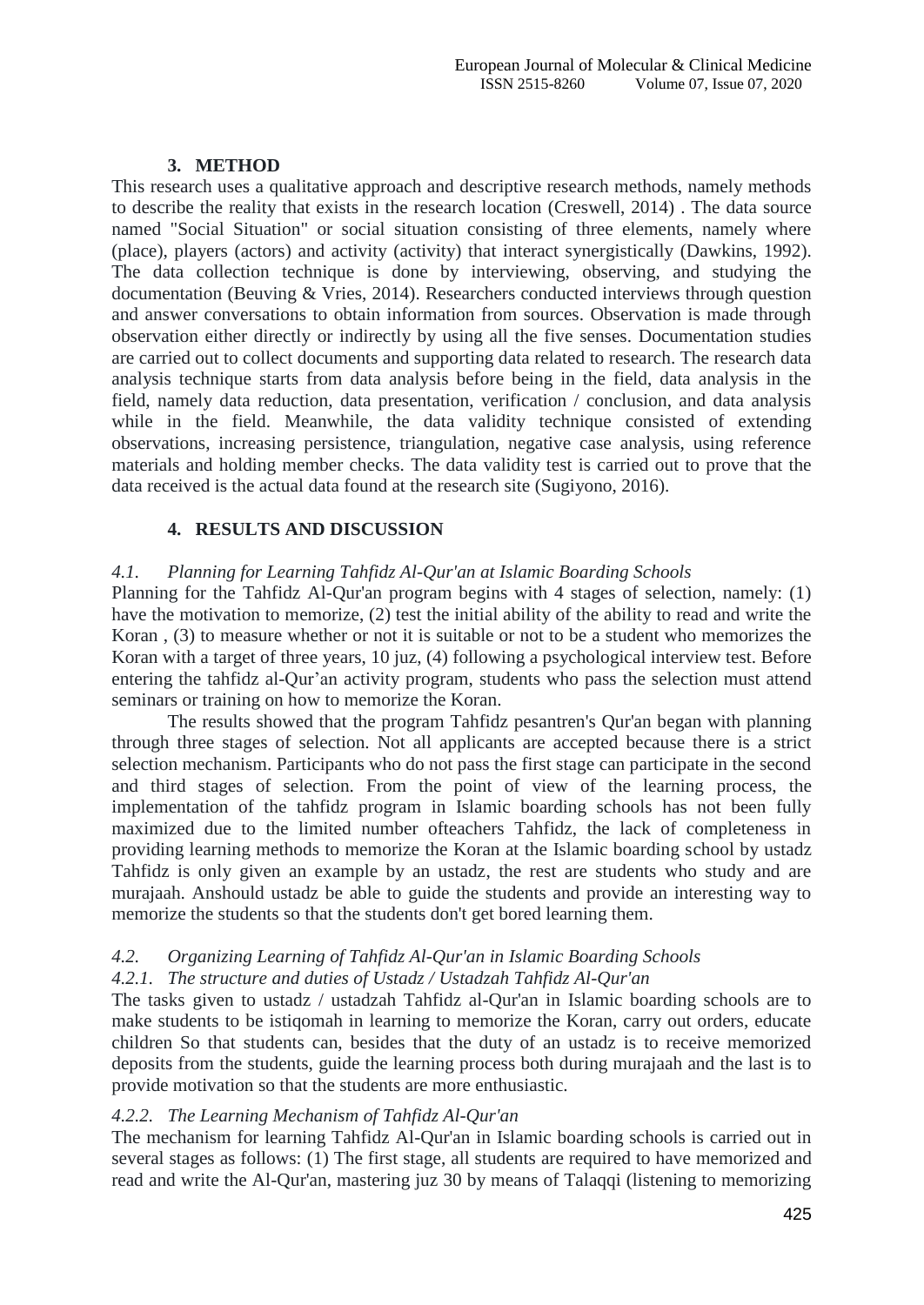## 3. METHOD

This research uses a qualitative approach and descriptive research methods, namely methods to describe the reality that exists in the research location (Creswell, 2014) . The data source named "Social Situation" or social situation consisting of three elements, namely where (place), players (actors) and activity (activity) that interact synergistically (Dawkins, 1992). The data collection technique is done by interviewing, observing, and studying the documentation (Beuving & Vries, 2014). Researchers conducted interviews through question and answer conversations to obtain information from sources. Observation is made through observation either directly or indirectly by using all the five senses. Documentation studies are carried out to collect documents and supporting data related to research. The research data analysis technique starts from data analysis before being in the field, data analysis in the field, namely data reduction, data presentation, verification / conclusion, and data analysis while in the field. Meanwhile, the data validity technique consisted of extending observations, increasing persistence, triangulation, negative case analysis, using reference materials and holding member checks. The data validity test is carried out to prove that the data received is the actual data found at the research site (Sugiyono, 2016).

## 4. RESULTS AND DISCUSSION

### *4.1. Planning for Learning Tahfidz Al-Qur'an at Islamic Boarding Schools*

Planning for the Tahfidz Al-Qur'an program begins with 4 stages of selection, namely: (1) have the motivation to memorize, (2) test the initial ability of the ability to read and write the Koran , (3) to measure whether or not it is suitable or not to be a student who memorizes the Koran with a target of three years, 10 juz, (4) following a psychological interview test. Before entering the tahfidz al-Qur'an activity program, students who pass the selection must attend seminars or training on how to memorize the Koran.

The results showed that the program Tahfidz pesantren's Qur'an began with planning through three stages of selection. Not all applicants are accepted because there is a strict selection mechanism. Participants who do not pass the first stage can participate in the second and third stages of selection. From the point of view of the learning process, the implementation of the tahfidz program in Islamic boarding schools has not been fully maximized due to the limited number ofteachers Tahfidz, the lack of completeness in providing learning methods to memorize the Koran at the Islamic boarding school by ustadz Tahfidz is only given an example by an ustadz, the rest are students who study and are murajaah. Anshould ustadz be able to guide the students and provide an interesting way to memorize the students so that the students don't get bored learning them.

### *4.2. Organizing Learning of Tahfidz Al-Qur'an in Islamic Boarding Schools*

#### *4.2.1. The structure and duties of Ustadz / Ustadzah Tahfidz Al-Qur'an*

The tasks given to ustadz / ustadzah Tahfidz al-Qur'an in Islamic boarding schools are to make students to be istiqomah in learning to memorize the Koran, carry out orders, educate children So that students can, besides that the duty of an ustadz is to receive memorized deposits from the students, guide the learning process both during murajaah and the last is to provide motivation so that the students are more enthusiastic.

#### *4.2.2. The Learning Mechanism of Tahfidz Al-Qur'an*

The mechanism for learning Tahfidz Al-Qur'an in Islamic boarding schools is carried out in several stages as follows: (1) The first stage, all students are required to have memorized and read and write the Al-Qur'an, mastering juz 30 by means of Talaqqi (listening to memorizing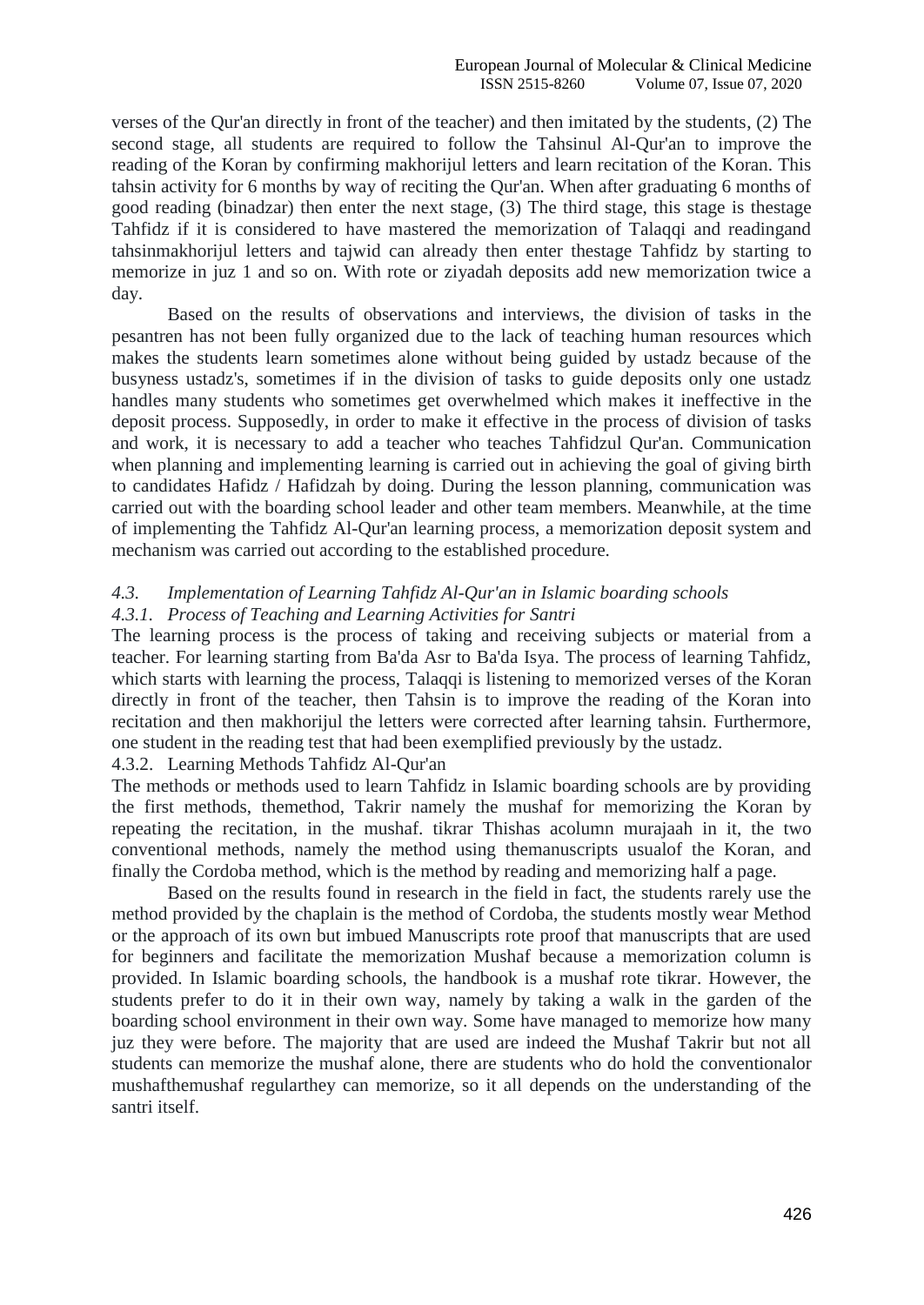verses of the Qur'an directly in front of the teacher) and then imitated by the students, (2) The second stage, all students are required to follow the Tahsinul Al-Qur'an to improve the reading of the Koran by confirming makhorijul letters and learn recitation of the Koran. This tahsin activity for 6 months by way of reciting the Qur'an. When after graduating 6 months of good reading (binadzar) then enter the next stage, (3) The third stage, this stage is thestage Tahfidz if it is considered to have mastered the memorization of Talaqqi and readingand tahsinmakhorijul letters and tajwid can already then enter thestage Tahfidz by starting to memorize in juz 1 and so on. With rote or ziyadah deposits add new memorization twice a day.

Based on the results of observations and interviews, the division of tasks in the pesantren has not been fully organized due to the lack of teaching human resources which makes the students learn sometimes alone without being guided by ustadz because of the busyness ustadz's, sometimes if in the division of tasks to guide deposits only one ustadz handles many students who sometimes get overwhelmed which makes it ineffective in the deposit process. Supposedly, in order to make it effective in the process of division of tasks and work, it is necessary to add a teacher who teaches Tahfidzul Qur'an. Communication when planning and implementing learning is carried out in achieving the goal of giving birth to candidates Hafidz / Hafidzah by doing. During the lesson planning, communication was carried out with the boarding school leader and other team members. Meanwhile, at the time of implementing the Tahfidz Al-Qur'an learning process, a memorization deposit system and mechanism was carried out according to the established procedure.

### *4.3. Implementation of Learning Tahfidz Al-Qur'an in Islamic boarding schools*

#### *4.3.1. Process of Teaching and Learning Activities for Santri*

The learning process is the process of taking and receiving subjects or material from a teacher. For learning starting from Ba'da Asr to Ba'da Isya. The process of learning Tahfidz, which starts with learning the process, Talaqqi is listening to memorized verses of the Koran directly in front of the teacher, then Tahsin is to improve the reading of the Koran into recitation and then makhorijul the letters were corrected after learning tahsin. Furthermore, one student in the reading test that had been exemplified previously by the ustadz.

#### 4.3.2. Learning Methods Tahfidz Al-Qur'an

The methods or methods used to learn Tahfidz in Islamic boarding schools are by providing the first methods, themethod, Takrir namely the mushaf for memorizing the Koran by repeating the recitation, in the mushaf. tikrar Thishas acolumn murajaah in it, the two conventional methods, namely the method using themanuscripts usualof the Koran, and finally the Cordoba method, which is the method by reading and memorizing half a page.

Based on the results found in research in the field in fact, the students rarely use the method provided by the chaplain is the method of Cordoba, the students mostly wear Method or the approach of its own but imbued Manuscripts rote proof that manuscripts that are used for beginners and facilitate the memorization Mushaf because a memorization column is provided. In Islamic boarding schools, the handbook is a mushaf rote tikrar. However, the students prefer to do it in their own way, namely by taking a walk in the garden of the boarding school environment in their own way. Some have managed to memorize how many juz they were before. The majority that are used are indeed the Mushaf Takrir but not all students can memorize the mushaf alone, there are students who do hold the conventionalor mushafthemushaf regularthey can memorize, so it all depends on the understanding of the santri itself.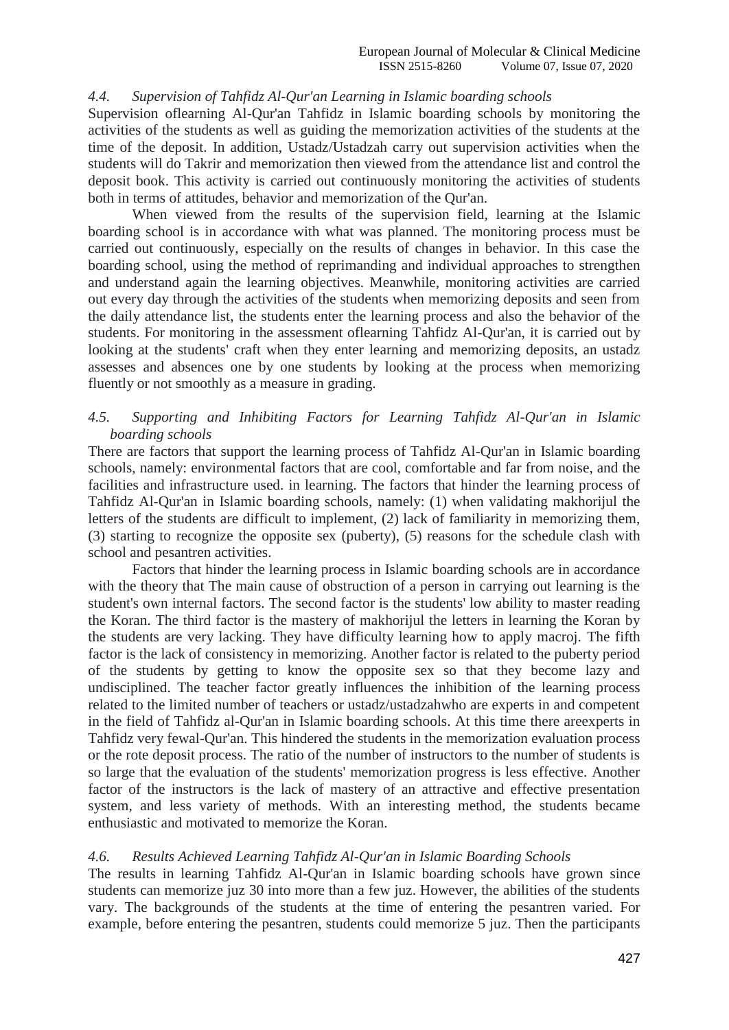### *4.4. Supervision of Tahfidz Al-Qur'an Learning in Islamic boarding schools*

Supervision oflearning Al-Qur'an Tahfidz in Islamic boarding schools by monitoring the activities of the students as well as guiding the memorization activities of the students at the time of the deposit. In addition, Ustadz/Ustadzah carry out supervision activities when the students will do Takrir and memorization then viewed from the attendance list and control the deposit book. This activity is carried out continuously monitoring the activities of students both in terms of attitudes, behavior and memorization of the Qur'an.

When viewed from the results of the supervision field, learning at the Islamic boarding school is in accordance with what was planned. The monitoring process must be carried out continuously, especially on the results of changes in behavior. In this case the boarding school, using the method of reprimanding and individual approaches to strengthen and understand again the learning objectives. Meanwhile, monitoring activities are carried out every day through the activities of the students when memorizing deposits and seen from the daily attendance list, the students enter the learning process and also the behavior of the students. For monitoring in the assessment oflearning Tahfidz Al-Qur'an, it is carried out by looking at the students' craft when they enter learning and memorizing deposits, an ustadz assesses and absences one by one students by looking at the process when memorizing fluently or not smoothly as a measure in grading.

### *4.5. Supporting and Inhibiting Factors for Learning Tahfidz Al-Qur'an in Islamic boarding schools*

There are factors that support the learning process of Tahfidz Al-Qur'an in Islamic boarding schools, namely: environmental factors that are cool, comfortable and far from noise, and the facilities and infrastructure used. in learning. The factors that hinder the learning process of Tahfidz Al-Qur'an in Islamic boarding schools, namely: (1) when validating makhorijul the letters of the students are difficult to implement, (2) lack of familiarity in memorizing them, (3) starting to recognize the opposite sex (puberty), (5) reasons for the schedule clash with school and pesantren activities.

Factors that hinder the learning process in Islamic boarding schools are in accordance with the theory that The main cause of obstruction of a person in carrying out learning is the student's own internal factors. The second factor is the students' low ability to master reading the Koran. The third factor is the mastery of makhorijul the letters in learning the Koran by the students are very lacking. They have difficulty learning how to apply macroj. The fifth factor is the lack of consistency in memorizing. Another factor is related to the puberty period of the students by getting to know the opposite sex so that they become lazy and undisciplined. The teacher factor greatly influences the inhibition of the learning process related to the limited number of teachers or ustadz/ustadzahwho are experts in and competent in the field of Tahfidz al-Qur'an in Islamic boarding schools. At this time there areexperts in Tahfidz very fewal-Qur'an. This hindered the students in the memorization evaluation process or the rote deposit process. The ratio of the number of instructors to the number of students is so large that the evaluation of the students' memorization progress is less effective. Another factor of the instructors is the lack of mastery of an attractive and effective presentation system, and less variety of methods. With an interesting method, the students became enthusiastic and motivated to memorize the Koran.

### *4.6. Results Achieved Learning Tahfidz Al-Qur'an in Islamic Boarding Schools*

The results in learning Tahfidz Al-Qur'an in Islamic boarding schools have grown since students can memorize juz 30 into more than a few juz. However, the abilities of the students vary. The backgrounds of the students at the time of entering the pesantren varied. For example, before entering the pesantren, students could memorize 5 juz. Then the participants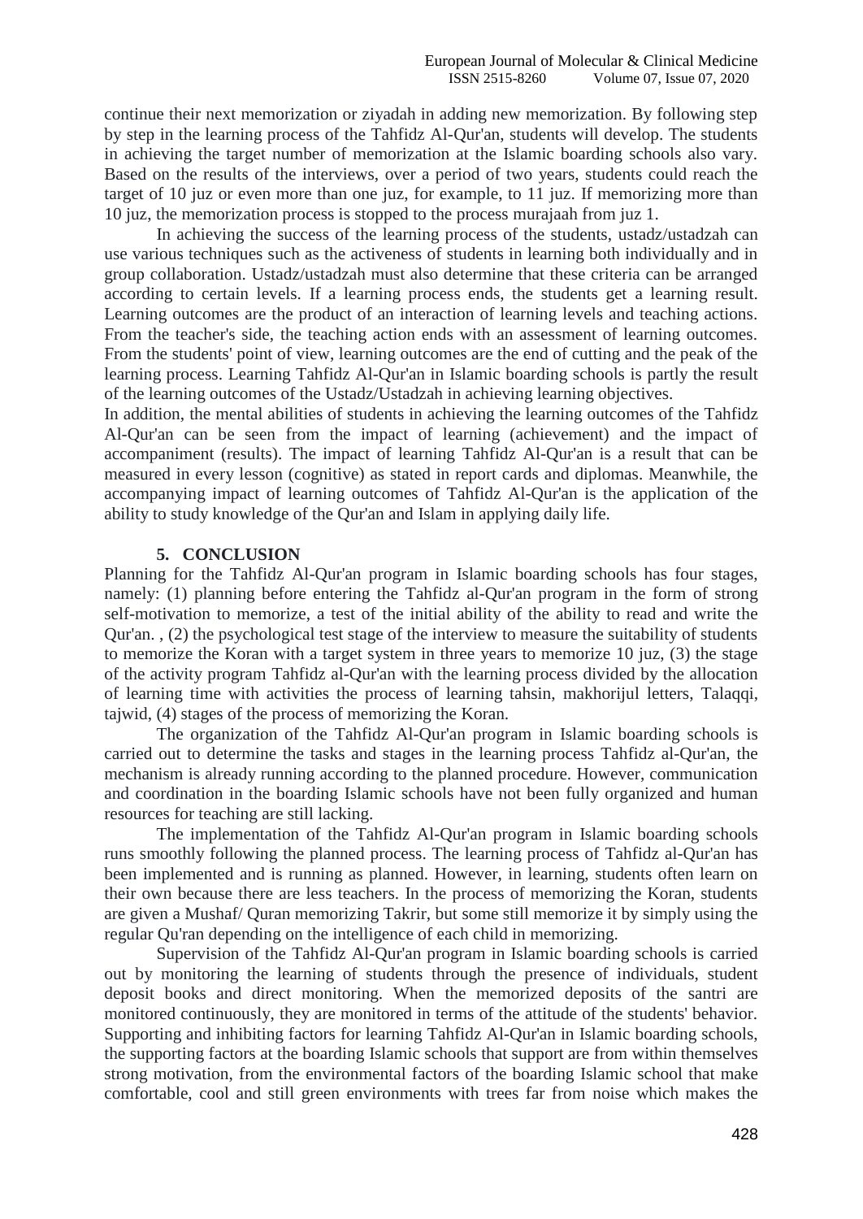continue their next memorization or ziyadah in adding new memorization. By following step by step in the learning process of the Tahfidz Al-Qur'an, students will develop. The students in achieving the target number of memorization at the Islamic boarding schools also vary. Based on the results of the interviews, over a period of two years, students could reach the target of 10 juz or even more than one juz, for example, to 11 juz. If memorizing more than 10 juz, the memorization process is stopped to the process murajaah from juz 1.

In achieving the success of the learning process of the students, ustadz/ustadzah can use various techniques such as the activeness of students in learning both individually and in group collaboration. Ustadz/ustadzah must also determine that these criteria can be arranged according to certain levels. If a learning process ends, the students get a learning result. Learning outcomes are the product of an interaction of learning levels and teaching actions. From the teacher's side, the teaching action ends with an assessment of learning outcomes. From the students' point of view, learning outcomes are the end of cutting and the peak of the learning process. Learning Tahfidz Al-Qur'an in Islamic boarding schools is partly the result of the learning outcomes of the Ustadz/Ustadzah in achieving learning objectives.

In addition, the mental abilities of students in achieving the learning outcomes of the Tahfidz Al-Qur'an can be seen from the impact of learning (achievement) and the impact of accompaniment (results). The impact of learning Tahfidz Al-Qur'an is a result that can be measured in every lesson (cognitive) as stated in report cards and diplomas. Meanwhile, the accompanying impact of learning outcomes of Tahfidz Al-Qur'an is the application of the ability to study knowledge of the Qur'an and Islam in applying daily life.

## 5. CONCLUSION

Planning for the Tahfidz Al-Qur'an program in Islamic boarding schools has four stages, namely: (1) planning before entering the Tahfidz al-Qur'an program in the form of strong self-motivation to memorize, a test of the initial ability of the ability to read and write the Qur'an. , (2) the psychological test stage of the interview to measure the suitability of students to memorize the Koran with a target system in three years to memorize 10 juz, (3) the stage of the activity program Tahfidz al-Qur'an with the learning process divided by the allocation of learning time with activities the process of learning tahsin, makhorijul letters, Talaqqi, tajwid, (4) stages of the process of memorizing the Koran.

The organization of the Tahfidz Al-Qur'an program in Islamic boarding schools is carried out to determine the tasks and stages in the learning process Tahfidz al-Qur'an, the mechanism is already running according to the planned procedure. However, communication and coordination in the boarding Islamic schools have not been fully organized and human resources for teaching are still lacking.

The implementation of the Tahfidz Al-Qur'an program in Islamic boarding schools runs smoothly following the planned process. The learning process of Tahfidz al-Qur'an has been implemented and is running as planned. However, in learning, students often learn on their own because there are less teachers. In the process of memorizing the Koran, students are given a Mushaf/ Quran memorizing Takrir, but some still memorize it by simply using the regular Qu'ran depending on the intelligence of each child in memorizing.

Supervision of the Tahfidz Al-Qur'an program in Islamic boarding schools is carried out by monitoring the learning of students through the presence of individuals, student deposit books and direct monitoring. When the memorized deposits of the santri are monitored continuously, they are monitored in terms of the attitude of the students' behavior. Supporting and inhibiting factors for learning Tahfidz Al-Qur'an in Islamic boarding schools, the supporting factors at the boarding Islamic schools that support are from within themselves strong motivation, from the environmental factors of the boarding Islamic school that make comfortable, cool and still green environments with trees far from noise which makes the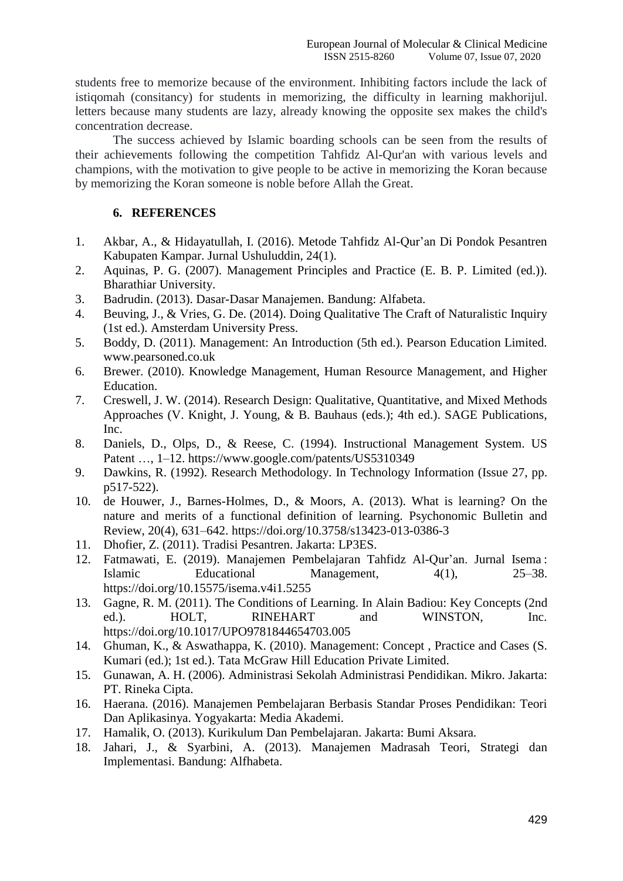students free to memorize because of the environment. Inhibiting factors include the lack of istiqomah (consitancy) for students in memorizing, the difficulty in learning makhorijul. letters because many students are lazy, already knowing the opposite sex makes the child's concentration decrease.

The success achieved by Islamic boarding schools can be seen from the results of their achievements following the competition Tahfidz Al-Qur'an with various levels and champions, with the motivation to give people to be active in memorizing the Koran because by memorizing the Koran someone is noble before Allah the Great.

## 6. REFERENCES

1. Akbar, A., & Hidayatullah, I. (2016). Metode Tahfidz Al-Qur'an Di Pondok Pesantren Kabupaten Kampar. Jurnal Ushuluddin, 24(1).
2. Aquinas, P. G. (2007). Management Principles and Practice (E. B. P. Limited (ed.)). Bharathiar University.
3. Badrudin. (2013). Dasar-Dasar Manajemen. Bandung: Alfabeta.
4. Beuving, J., & Vries, G. De. (2014). Doing Qualitative The Craft of Naturalistic Inquiry (1st ed.). Amsterdam University Press.
5. Boddy, D. (2011). Management: An Introduction (5th ed.). Pearson Education Limited. www.pearsoned.co.uk
6. Brewer. (2010). Knowledge Management, Human Resource Management, and Higher Education.
7. Creswell, J. W. (2014). Research Design: Qualitative, Quantitative, and Mixed Methods Approaches (V. Knight, J. Young, & B. Bauhaus (eds.); 4th ed.). SAGE Publications, Inc.
8. Daniels, D., Olps, D., & Reese, C. (1994). Instructional Management System. US Patent …, 1–12. https://www.google.com/patents/US5310349
9. Dawkins, R. (1992). Research Methodology. In Technology Information (Issue 27, pp. p517-522).
10. de Houwer, J., Barnes-Holmes, D., & Moors, A. (2013). What is learning? On the nature and merits of a functional definition of learning. Psychonomic Bulletin and Review, 20(4), 631–642. https://doi.org/10.3758/s13423-013-0386-3
11. Dhofier, Z. (2011). Tradisi Pesantren. Jakarta: LP3ES.
12. Fatmawati, E. (2019). Manajemen Pembelajaran Tahfidz Al-Qur'an. Jurnal Isema : Islamic Educational Management, 4(1), 25–38. https://doi.org/10.15575/isema.v4i1.5255
13. Gagne, R. M. (2011). The Conditions of Learning. In Alain Badiou: Key Concepts (2nd ed.). HOLT, RINEHART and WINSTON, Inc. https://doi.org/10.1017/UPO9781844654703.005
14. Ghuman, K., & Aswathappa, K. (2010). Management: Concept , Practice and Cases (S. Kumari (ed.); 1st ed.). Tata McGraw Hill Education Private Limited.
15. Gunawan, A. H. (2006). Administrasi Sekolah Administrasi Pendidikan. Mikro. Jakarta: PT. Rineka Cipta.
16. Haerana. (2016). Manajemen Pembelajaran Berbasis Standar Proses Pendidikan: Teori Dan Aplikasinya. Yogyakarta: Media Akademi.
17. Hamalik, O. (2013). Kurikulum Dan Pembelajaran. Jakarta: Bumi Aksara.
18. Jahari, J., & Syarbini, A. (2013). Manajemen Madrasah Teori, Strategi dan Implementasi. Bandung: Alfhabeta.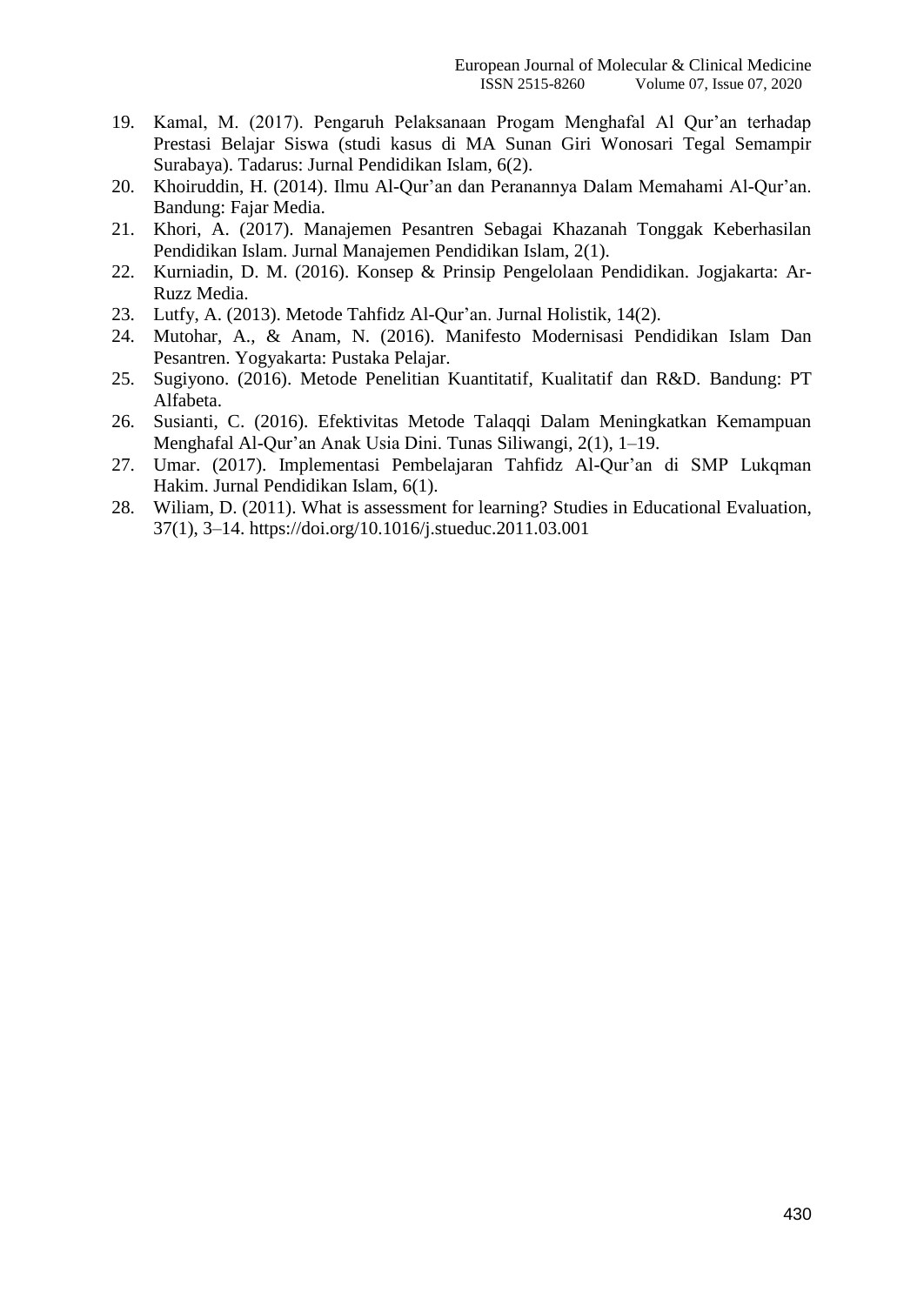19. Kamal, M. (2017). Pengaruh Pelaksanaan Progam Menghafal Al Qur'an terhadap Prestasi Belajar Siswa (studi kasus di MA Sunan Giri Wonosari Tegal Semampir Surabaya). Tadarus: Jurnal Pendidikan Islam, 6(2).
20. Khoiruddin, H. (2014). Ilmu Al-Qur'an dan Peranannya Dalam Memahami Al-Qur'an. Bandung: Fajar Media.
21. Khori, A. (2017). Manajemen Pesantren Sebagai Khazanah Tonggak Keberhasilan Pendidikan Islam. Jurnal Manajemen Pendidikan Islam, 2(1).
22. Kurniadin, D. M. (2016). Konsep & Prinsip Pengelolaan Pendidikan. Jogjakarta: Ar-Ruzz Media.
23. Lutfy, A. (2013). Metode Tahfidz Al-Qur'an. Jurnal Holistik, 14(2).
24. Mutohar, A., & Anam, N. (2016). Manifesto Modernisasi Pendidikan Islam Dan Pesantren. Yogyakarta: Pustaka Pelajar.
25. Sugiyono. (2016). Metode Penelitian Kuantitatif, Kualitatif dan R&D. Bandung: PT Alfabeta.
26. Susianti, C. (2016). Efektivitas Metode Talaqqi Dalam Meningkatkan Kemampuan Menghafal Al-Qur'an Anak Usia Dini. Tunas Siliwangi, 2(1), 1–19.
27. Umar. (2017). Implementasi Pembelajaran Tahfidz Al-Qur'an di SMP Lukqman Hakim. Jurnal Pendidikan Islam, 6(1).
28. Wiliam, D. (2011). What is assessment for learning? Studies in Educational Evaluation, 37(1), 3–14. https://doi.org/10.1016/j.stueduc.2011.03.001